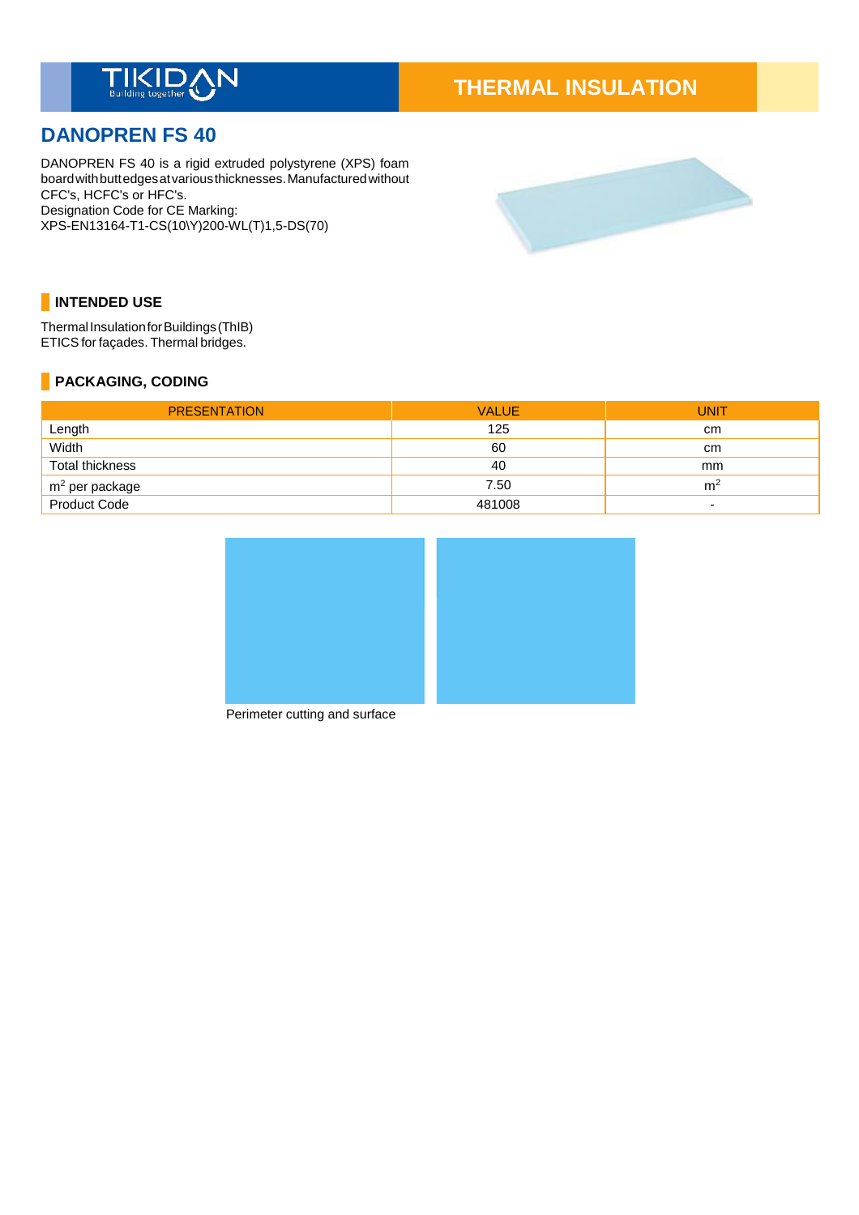# THERMAL INSULATION

## DANOPREN FS 40

DANOPREN FS 40 is a rigid extruded polystyrene (XPS) foam board with butt edges at various thicknesses. Manufactured without CFC's, HCFC's or HFC's.
Designation Code for CE Marking:
XPS-EN13164-T1-CS(10\Y)200-WL(T)1,5-DS(70)

### INTENDED USE

Thermal Insulation for Buildings (ThIB)
ETICS for façades. Thermal bridges.

### PACKAGING, CODING

| PRESENTATION | VALUE | UNIT |
|---|---|---|
| Length | 125 | cm |
| Width | 60 | cm |
| Total thickness | 40 | mm |
| $m^2$ per package | 7.50 | $m^2$ |
| Product Code | 481008 | - |

Perimeter cutting and surface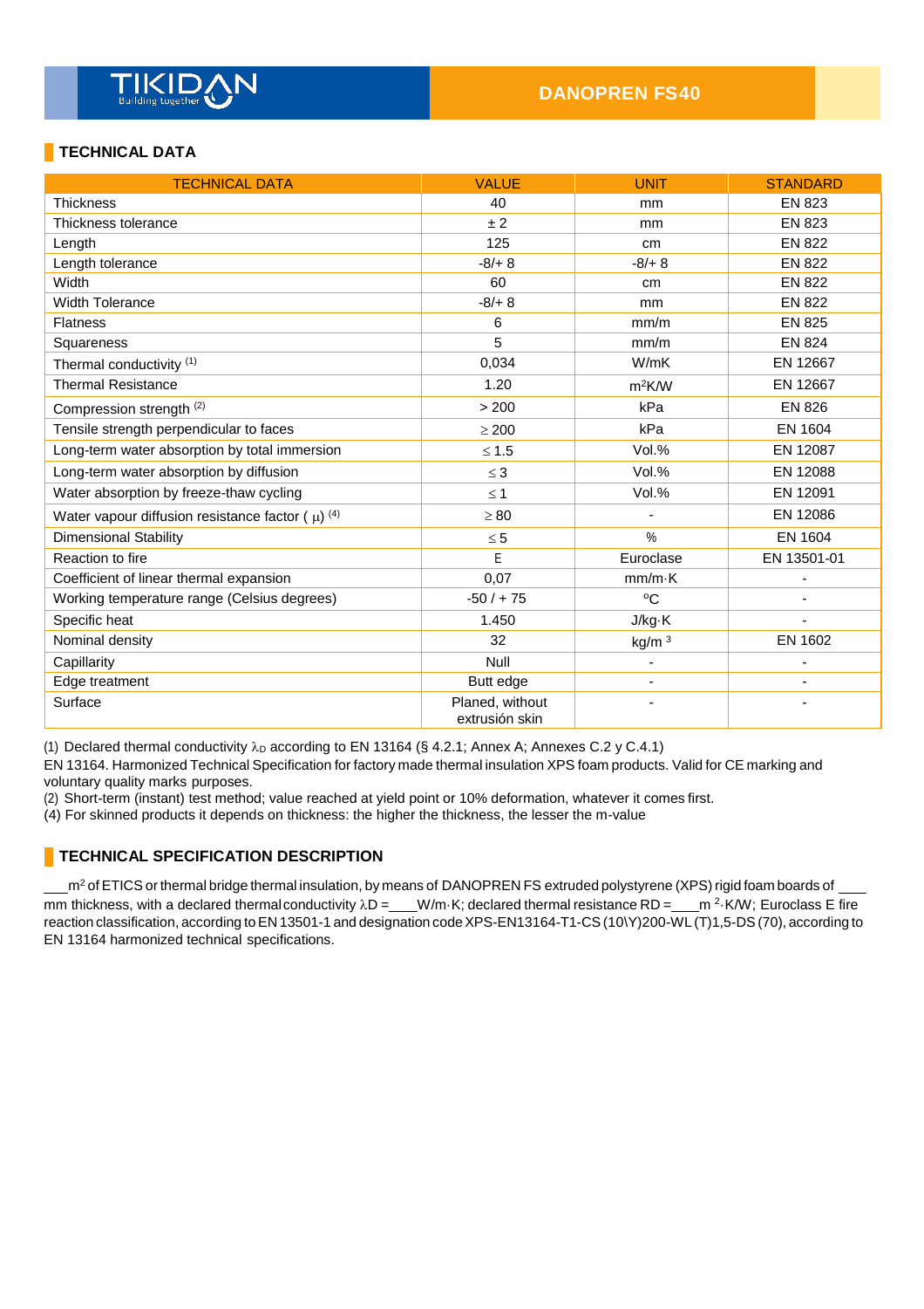TIKIDAN
Building together

DANOPREN FS40

## TECHNICAL DATA

| TECHNICAL DATA | VALUE | UNIT | STANDARD |
|---|---|---|---|
| Thickness | 40 | mm | EN 823 |
| Thickness tolerance | ± 2 | mm | EN 823 |
| Length | 125 | cm | EN 822 |
| Length tolerance | -8/+ 8 | -8/+ 8 | EN 822 |
| Width | 60 | cm | EN 822 |
| Width Tolerance | -8/+ 8 | mm | EN 822 |
| Flatness | 6 | mm/m | EN 825 |
| Squareness | 5 | mm/m | EN 824 |
| Thermal conductivity (1) | 0,034 | W/mK | EN 12667 |
| Thermal Resistance | 1.20 | $m^2K/W$ | EN 12667 |
| Compression strength (2) | > 200 | kPa | EN 826 |
| Tensile strength perpendicular to faces | ≥ 200 | kPa | EN 1604 |
| Long-term water absorption by total immersion | ≤ 1.5 | Vol.% | EN 12087 |
| Long-term water absorption by diffusion | ≤ 3 | Vol.% | EN 12088 |
| Water absorption by freeze-thaw cycling | ≤ 1 | Vol.% | EN 12091 |
| Water vapour diffusion resistance factor ( $\mu$) (4) | ≥ 80 | - | EN 12086 |
| Dimensional Stability | ≤ 5 | % | EN 1604 |
| Reaction to fire | E | Euroclase | EN 13501-01 |
| Coefficient of linear thermal expansion | 0,07 | mm/m·K | - |
| Working temperature range (Celsius degrees) | -50 / + 75 | ºC | - |
| Specific heat | 1.450 | J/kg·K | - |
| Nominal density | 32 | $kg/m^3$ | EN 1602 |
| Capillarity | Null | - | - |
| Edge treatment | Butt edge | - | - |
| Surface | Planed, without extrusión skin | - | - |

(1) Declared thermal conductivity $\lambda_D$ according to EN 13164 (§ 4.2.1; Annex A; Annexes C.2 y C.4.1)
EN 13164. Harmonized Technical Specification for factory made thermal insulation XPS foam products. Valid for CE marking and voluntary quality marks purposes.
(2) Short-term (instant) test method; value reached at yield point or 10% deformation, whatever it comes first.
(4) For skinned products it depends on thickness: the higher the thickness, the lesser the m-value

## TECHNICAL SPECIFICATION DESCRIPTION

\_\_\_m² of ETICS or thermal bridge thermal insulation, by means of DANOPREN FS extruded polystyrene (XPS) rigid foam boards of \_\_\_ mm thickness, with a declared thermal conductivity $\lambda D$ = \_\_\_W/m·K; declared thermal resistance RD = \_\_\_m ²·K/W; Euroclass E fire reaction classification, according to EN 13501-1 and designation code XPS-EN13164-T1-CS (10\Y)200-WL (T)1,5-DS (70), according to EN 13164 harmonized technical specifications.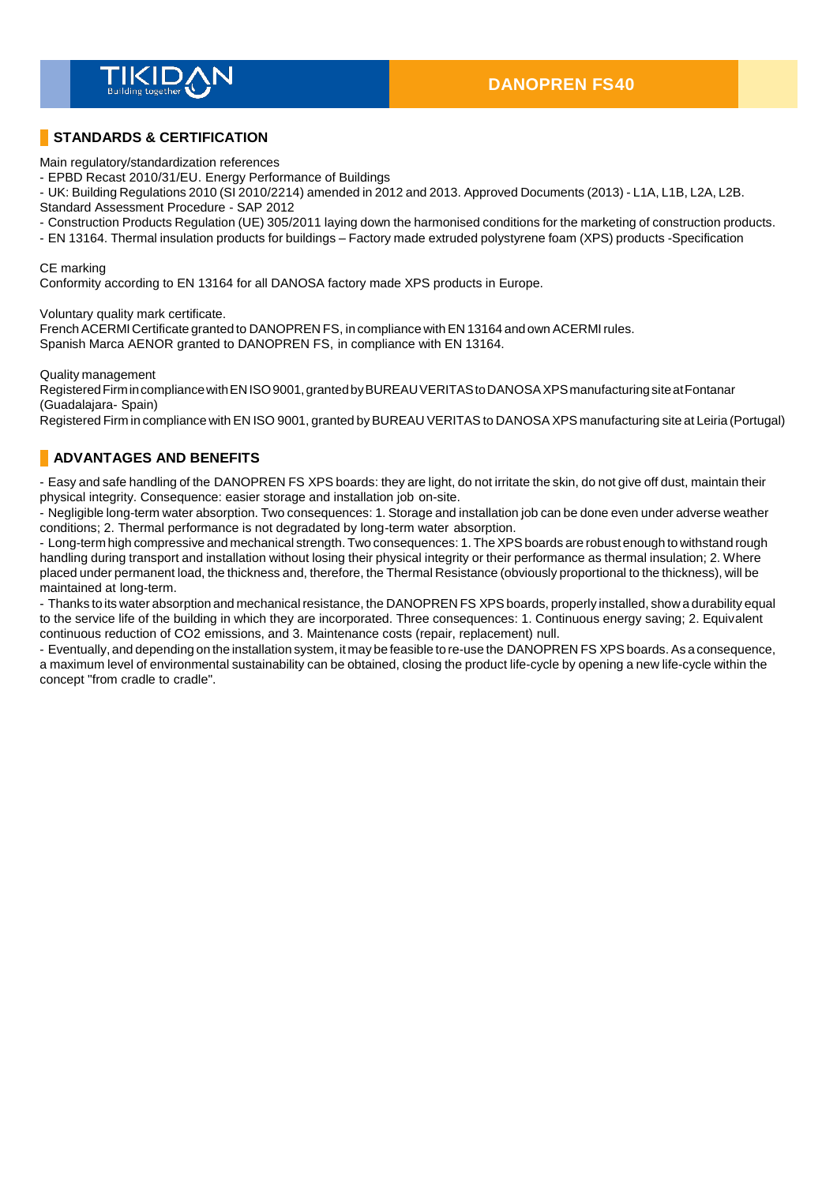## STANDARDS & CERTIFICATION

Main regulatory/standardization references

- EPBD Recast 2010/31/EU. Energy Performance of Buildings
- UK: Building Regulations 2010 (SI 2010/2214) amended in 2012 and 2013. Approved Documents (2013) - L1A, L1B, L2A, L2B. Standard Assessment Procedure - SAP 2012
- Construction Products Regulation (UE) 305/2011 laying down the harmonised conditions for the marketing of construction products.
- EN 13164. Thermal insulation products for buildings – Factory made extruded polystyrene foam (XPS) products -Specification

CE marking
Conformity according to EN 13164 for all DANOSA factory made XPS products in Europe.

Voluntary quality mark certificate.
French ACERMI Certificate granted to DANOPREN FS, in compliance with EN 13164 and own ACERMI rules.
Spanish Marca AENOR granted to DANOPREN FS, in compliance with EN 13164.

Quality management
Registered Firm in compliance with EN ISO 9001, granted by BUREAU VERITAS to DANOSA XPS manufacturing site at Fontanar (Guadalajara- Spain)
Registered Firm in compliance with EN ISO 9001, granted by BUREAU VERITAS to DANOSA XPS manufacturing site at Leiria (Portugal)

## ADVANTAGES AND BENEFITS

- Easy and safe handling of the DANOPREN FS XPS boards: they are light, do not irritate the skin, do not give off dust, maintain their physical integrity. Consequence: easier storage and installation job on-site.
- Negligible long-term water absorption. Two consequences: 1. Storage and installation job can be done even under adverse weather conditions; 2. Thermal performance is not degradated by long-term water absorption.
- Long-term high compressive and mechanical strength. Two consequences: 1. The XPS boards are robust enough to withstand rough handling during transport and installation without losing their physical integrity or their performance as thermal insulation; 2. Where placed under permanent load, the thickness and, therefore, the Thermal Resistance (obviously proportional to the thickness), will be maintained at long-term.
- Thanks to its water absorption and mechanical resistance, the DANOPREN FS XPS boards, properly installed, show a durability equal to the service life of the building in which they are incorporated. Three consequences: 1. Continuous energy saving; 2. Equivalent continuous reduction of $CO_2$ emissions, and 3. Maintenance costs (repair, replacement) null.
- Eventually, and depending on the installation system, it may be feasible to re-use the DANOPREN FS XPS boards. As a consequence, a maximum level of environmental sustainability can be obtained, closing the product life-cycle by opening a new life-cycle within the concept "from cradle to cradle".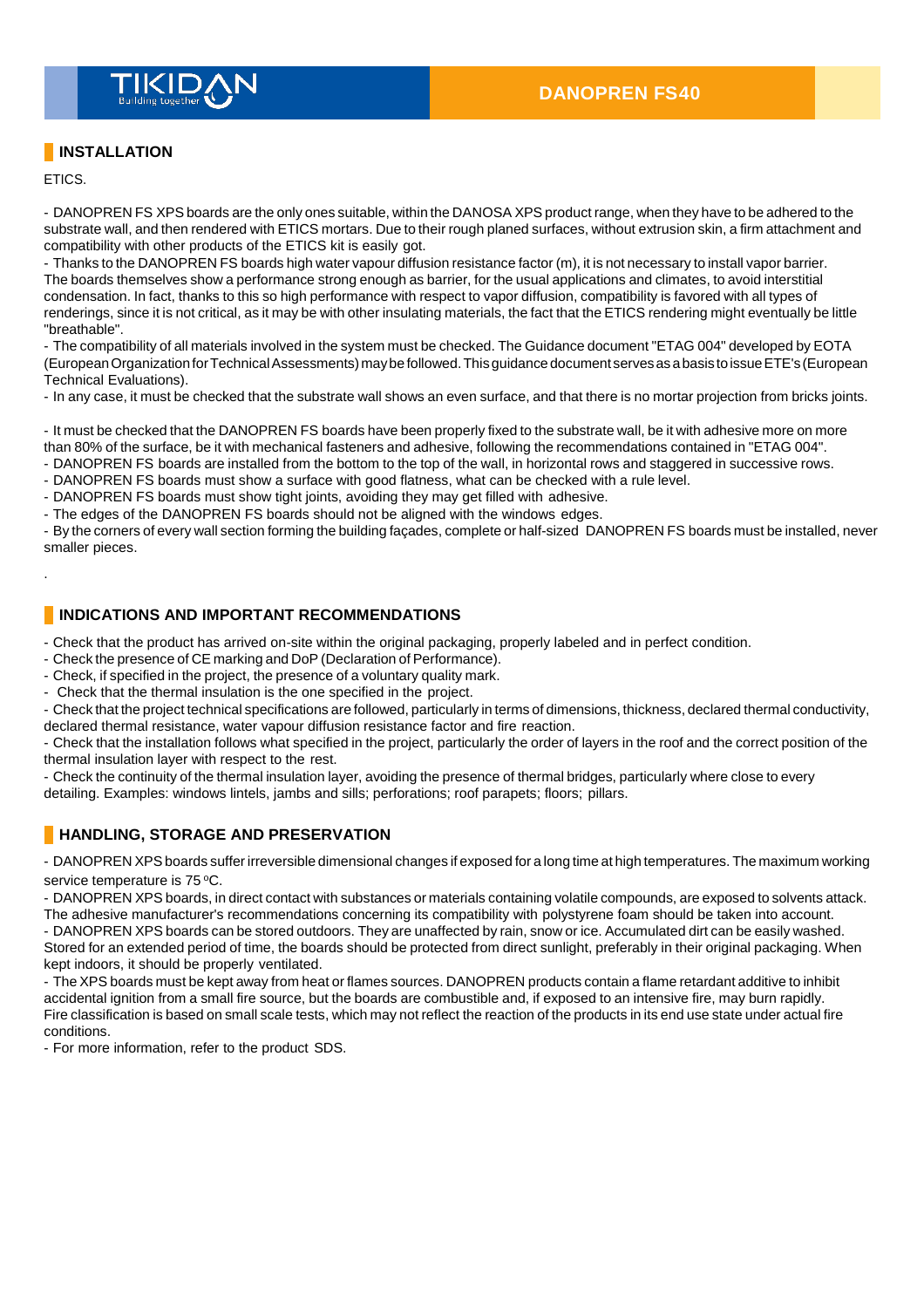## INSTALLATION

ETICS.

- DANOPREN FS XPS boards are the only ones suitable, within the DANOSA XPS product range, when they have to be adhered to the substrate wall, and then rendered with ETICS mortars. Due to their rough planed surfaces, without extrusion skin, a firm attachment and compatibility with other products of the ETICS kit is easily got.
- Thanks to the DANOPREN FS boards high water vapour diffusion resistance factor (m), it is not necessary to install vapor barrier. The boards themselves show a performance strong enough as barrier, for the usual applications and climates, to avoid interstitial condensation. In fact, thanks to this so high performance with respect to vapor diffusion, compatibility is favored with all types of renderings, since it is not critical, as it may be with other insulating materials, the fact that the ETICS rendering might eventually be little "breathable".
- The compatibility of all materials involved in the system must be checked. The Guidance document "ETAG 004" developed by EOTA (European Organization for Technical Assessments) may be followed. This guidance document serves as a basis to issue ETE's (European Technical Evaluations).
- In any case, it must be checked that the substrate wall shows an even surface, and that there is no mortar projection from bricks joints.

- It must be checked that the DANOPREN FS boards have been properly fixed to the substrate wall, be it with adhesive more on more than 80% of the surface, be it with mechanical fasteners and adhesive, following the recommendations contained in "ETAG 004".
- DANOPREN FS boards are installed from the bottom to the top of the wall, in horizontal rows and staggered in successive rows.
- DANOPREN FS boards must show a surface with good flatness, what can be checked with a rule level.
- DANOPREN FS boards must show tight joints, avoiding they may get filled with adhesive.
- The edges of the DANOPREN FS boards should not be aligned with the windows edges.
- By the corners of every wall section forming the building façades, complete or half-sized DANOPREN FS boards must be installed, never smaller pieces.

.

## INDICATIONS AND IMPORTANT RECOMMENDATIONS

- Check that the product has arrived on-site within the original packaging, properly labeled and in perfect condition.
- Check the presence of CE marking and DoP (Declaration of Performance).
- Check, if specified in the project, the presence of a voluntary quality mark.
- Check that the thermal insulation is the one specified in the project.
- Check that the project technical specifications are followed, particularly in terms of dimensions, thickness, declared thermal conductivity, declared thermal resistance, water vapour diffusion resistance factor and fire reaction.
- Check that the installation follows what specified in the project, particularly the order of layers in the roof and the correct position of the thermal insulation layer with respect to the rest.
- Check the continuity of the thermal insulation layer, avoiding the presence of thermal bridges, particularly where close to every detailing. Examples: windows lintels, jambs and sills; perforations; roof parapets; floors; pillars.

## HANDLING, STORAGE AND PRESERVATION

- DANOPREN XPS boards suffer irreversible dimensional changes if exposed for a long time at high temperatures. The maximum working service temperature is 75 ºC.
- DANOPREN XPS boards, in direct contact with substances or materials containing volatile compounds, are exposed to solvents attack. The adhesive manufacturer's recommendations concerning its compatibility with polystyrene foam should be taken into account.
- DANOPREN XPS boards can be stored outdoors. They are unaffected by rain, snow or ice. Accumulated dirt can be easily washed. Stored for an extended period of time, the boards should be protected from direct sunlight, preferably in their original packaging. When kept indoors, it should be properly ventilated.
- The XPS boards must be kept away from heat or flames sources. DANOPREN products contain a flame retardant additive to inhibit accidental ignition from a small fire source, but the boards are combustible and, if exposed to an intensive fire, may burn rapidly. Fire classification is based on small scale tests, which may not reflect the reaction of the products in its end use state under actual fire conditions.
- For more information, refer to the product SDS.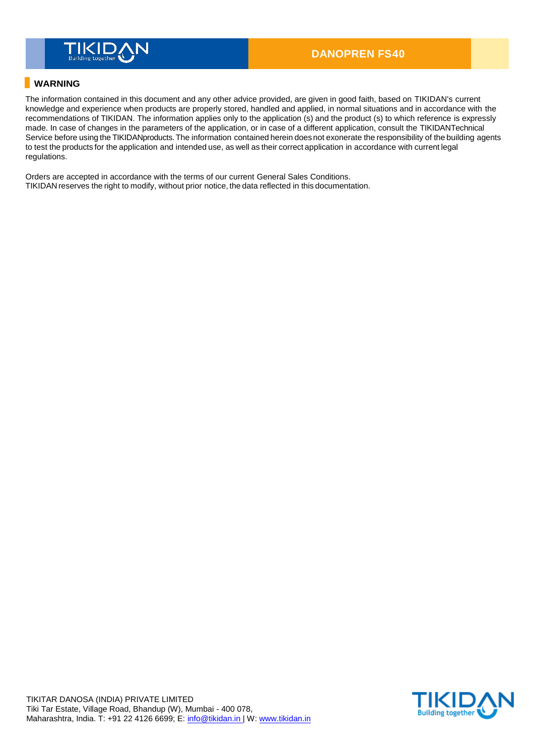## WARNING

The information contained in this document and any other advice provided, are given in good faith, based on TIKIDAN's current knowledge and experience when products are properly stored, handled and applied, in normal situations and in accordance with the recommendations of TIKIDAN. The information applies only to the application (s) and the product (s) to which reference is expressly made. In case of changes in the parameters of the application, or in case of a different application, consult the TIKIDANTechnical Service before using the TIKIDANproducts. The information contained herein does not exonerate the responsibility of the building agents to test the products for the application and intended use, as well as their correct application in accordance with current legal regulations.

Orders are accepted in accordance with the terms of our current General Sales Conditions.
TIKIDAN reserves the right to modify, without prior notice, the data reflected in this documentation.

TIKITAR DANOSA (INDIA) PRIVATE LIMITED
Tiki Tar Estate, Village Road, Bhandup (W), Mumbai - 400 078,
Maharashtra, India. T: +91 22 4126 6699; E: info@tikidan.in | W: www.tikidan.in